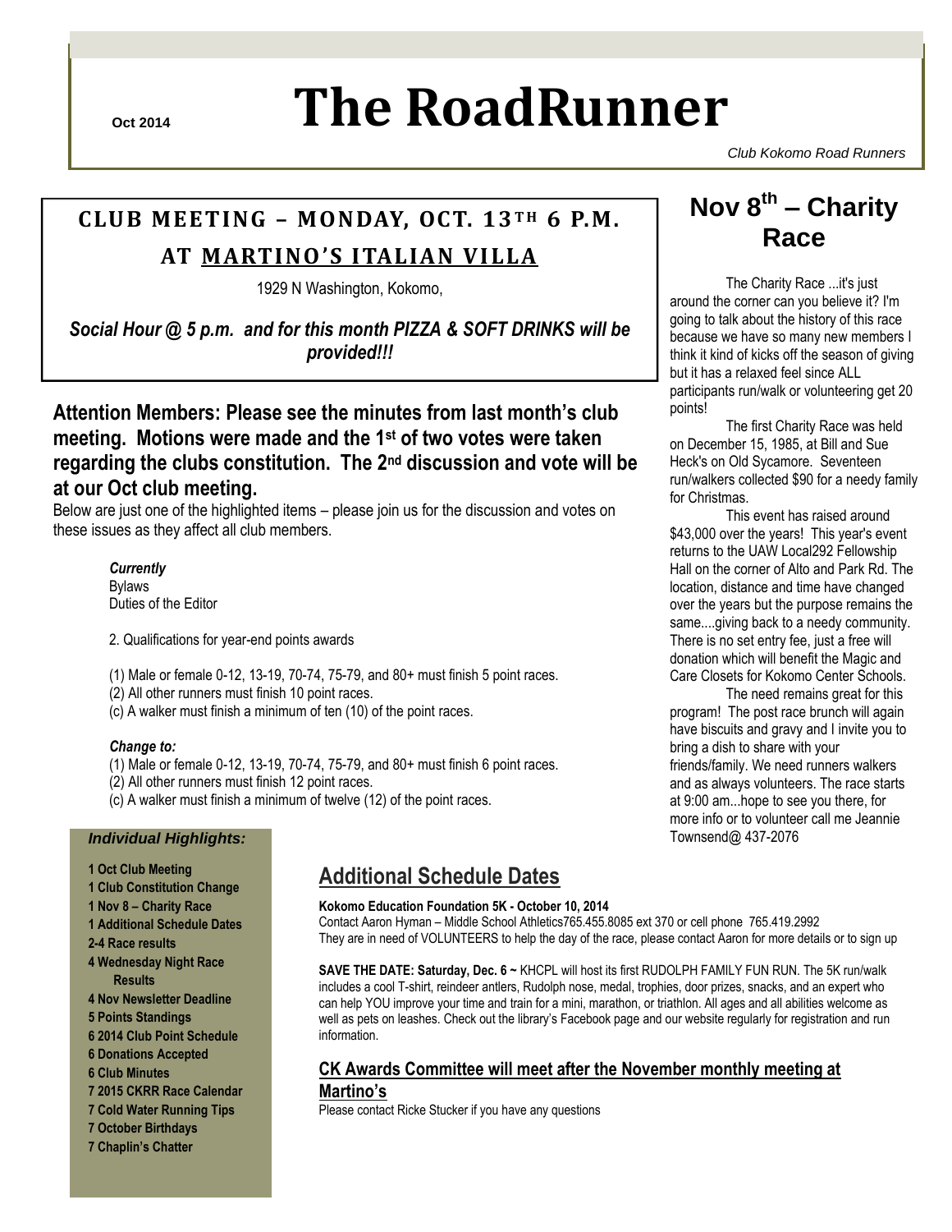Oct 2014

# The RoadRunner

*Club Kokomo Road Runners*

## CLUB MEETING – MONDAY, OCT. 13TH 6 P.M. AT MARTINO'S ITALIAN VILLA

1929 N Washington, Kokomo,

***Social Hour @ 5 p.m. and for this month PIZZA & SOFT DRINKS will be provided!!!***

**Attention Members: Please see the minutes from last month's club meeting. Motions were made and the 1st of two votes were taken regarding the clubs constitution. The 2nd discussion and vote will be at our Oct club meeting.**

Below are just one of the highlighted items – please join us for the discussion and votes on these issues as they affect all club members.

***Currently***
Bylaws
Duties of the Editor

2. Qualifications for year-end points awards

(1) Male or female 0-12, 13-19, 70-74, 75-79, and 80+ must finish 5 point races.
(2) All other runners must finish 10 point races.
(c) A walker must finish a minimum of ten (10) of the point races.

***Change to:***
(1) Male or female 0-12, 13-19, 70-74, 75-79, and 80+ must finish 6 point races.
(2) All other runners must finish 12 point races.
(c) A walker must finish a minimum of twelve (12) of the point races.

## Nov 8th – Charity Race

The Charity Race ...it's just around the corner can you believe it? I'm going to talk about the history of this race because we have so many new members I think it kind of kicks off the season of giving but it has a relaxed feel since ALL participants run/walk or volunteering get 20 points!

The first Charity Race was held on December 15, 1985, at Bill and Sue Heck's on Old Sycamore. Seventeen run/walkers collected $90 for a needy family for Christmas.

This event has raised around $43,000 over the years! This year's event returns to the UAW Local292 Fellowship Hall on the corner of Alto and Park Rd. The location, distance and time have changed over the years but the purpose remains the same....giving back to a needy community. There is no set entry fee, just a free will donation which will benefit the Magic and Care Closets for Kokomo Center Schools.

The need remains great for this program! The post race brunch will again have biscuits and gravy and I invite you to bring a dish to share with your friends/family. We need runners walkers and as always volunteers. The race starts at 9:00 am...hope to see you there, for more info or to volunteer call me Jeannie Townsend@ 437-2076

### *Individual Highlights:*

- **1 Oct Club Meeting**
- **1 Club Constitution Change**
- **1 Nov 8 – Charity Race**
- **1 Additional Schedule Dates**
- **2-4 Race results**
- **4 Wednesday Night Race Results**
- **4 Nov Newsletter Deadline**
- **5 Points Standings**
- **6 2014 Club Point Schedule**
- **6 Donations Accepted**
- **6 Club Minutes**
- **7 2015 CKRR Race Calendar**
- **7 Cold Water Running Tips**
- **7 October Birthdays**
- **7 Chaplin's Chatter**

## Additional Schedule Dates

**Kokomo Education Foundation 5K - October 10, 2014**
Contact Aaron Hyman – Middle School Athletics765.455.8085 ext 370 or cell phone 765.419.2992
They are in need of VOLUNTEERS to help the day of the race, please contact Aaron for more details or to sign up

**SAVE THE DATE: Saturday, Dec. 6 ~** KHCPL will host its first RUDOLPH FAMILY FUN RUN. The 5K run/walk includes a cool T-shirt, reindeer antlers, Rudolph nose, medal, trophies, door prizes, snacks, and an expert who can help YOU improve your time and train for a mini, marathon, or triathlon. All ages and all abilities welcome as well as pets on leashes. Check out the library's Facebook page and our website regularly for registration and run information.

### CK Awards Committee will meet after the November monthly meeting at Martino's

Please contact Ricke Stucker if you have any questions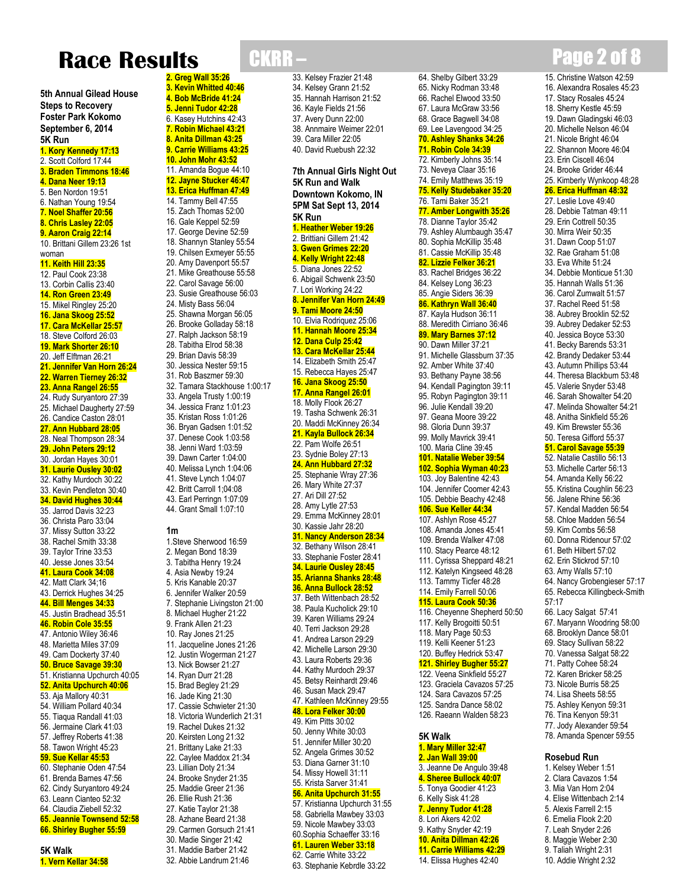# Race Results

## 5th Annual Gilead House Steps to Recovery Foster Park Kokomo September 6, 2014

### 5K Run

**1. Kory Kennedy 17:13**
2. Scott Colford 17:44
**3. Braden Timmons 18:46**
**4. Dana Neer 19:13**
5. Ben Nordon 19:51
6. Nathan Young 19:54
**7. Noel Shaffer 20:56**
**8. Chris Lasley 22:05**
**9. Aaron Craig 22:14**
10. Brittani Gillem 23:26 1st woman
**11. Keith Hill 23:35**
12. Paul Cook 23:38
13. Corbin Callis 23:40
**14. Ron Green 23:49**
15. Mikel Ringley 25:20
**16. Jana Skoog 25:52**
**17. Cara McKellar 25:57**
18. Steve Colford 26:03
**19. Mark Shorter 26:10**
20. Jeff Elftman 26:21
**21. Jennifer Van Horn 26:24**
**22. Warren Tierney 26:32**
**23. Anna Rangel 26:55**
24. Rudy Suryantoro 27:39
25. Michael Daugherty 27:59
26. Candice Caston 28:01
**27. Ann Hubbard 28:05**
28. Neal Thompson 28:34
**29. John Peters 29:12**
30. Jordan Hayes 30:01
**31. Laurie Ousley 30:02**
32. Kathy Murdoch 30:22
33. Kevin Pendleton 30:40
**34. David Hughes 30:44**
35. Jarrod Davis 32:23
36. Christa Paro 33:04
37. Missy Sutton 33:22
38. Rachel Smith 33:38
39. Taylor Trine 33:53
40. Jesse Jones 33:54
**41. Laura Cook 34:08**
42. Matt Clark 34;16
43. Derrick Hughes 34:25
**44. Bill Menges 34:33**
45. Justin Bradhead 35:51
**46. Robin Cole 35:55**
47. Antonio Wiley 36:46
48. Marietta Miles 37:09
49. Cam Dockerty 37:40
**50. Bruce Savage 39:30**
51. Kristianna Upchurch 40:05
**52. Anita Upchurch 40:06**
53. Aja Mallory 40:31
54. William Pollard 40:34
55. Tiaqua Randall 41:03
56. Jermaine Clark 41:03
57. Jeffrey Roberts 41:38
58. Tawon Wright 45:23
**59. Sue Kellar 45:53**
60. Stephanie Oden 47:54
61. Brenda Barnes 47:56
62. Cindy Suryantoro 49:24
63. Leann Cianteo 52:32
64. Claudia Ziebell 52:32
**65. Jeannie Townsend 52:58**
**66. Shirley Bugher 55:59**

### 5K Walk

**1. Vern Kellar 34:58**
**2. Greg Wall 35:26**
**3. Kevin Whitted 40:46**
**4. Bob McBride 41:24**
**5. Jenni Tudor 42:28**
6. Kasey Hutchins 42:43
**7. Robin Michael 43:21**
**8. Anita Dillman 43:25**
**9. Carrie Williams 43:25**
**10. John Mohr 43:52**
11. Amanda Bogue 44:10
**12. Jayne Stucker 46:47**
**13. Erica Huffman 47:49**
14. Tammy Bell 47:55
15. Zach Thomas 52:00
16. Gale Keppel 52:59
17. George Devine 52:59
18. Shannyn Stanley 55:54
19. Chilsen Exmeyer 55:55
20. Amy Davenport 55:57
21. Mike Greathouse 55:58
22. Carol Savage 56:00
23. Susie Greathouse 56:03
24. Misty Bass 56:04
25. Shawna Morgan 56:05
26. Brooke Golladay 58:18
27. Ralph Jackson 58:19
28. Tabitha Elrod 58:38
29. Brian Davis 58:39
30. Jessica Nester 59:15
31. Rob Baszmer 59:30
32. Tamara Stackhouse 1:00:17
33. Angela Trusty 1:00:19
34. Jessica Franz 1:01:23
35. Kristan Ross 1:01:26
36. Bryan Gadsen 1:01:52
37. Denese Cook 1:03:58
38. Jenni Ward 1:03:59
39. Dawn Carter 1:04:00
40. Melissa Lynch 1:04:06
41. Steve Lynch 1:04:07
42. Britt Carroll 1;04:08
43. Earl Perringn 1:07:09
44. Grant Small 1:07:10

### 1m

1.Steve Sherwood 16:59
2. Megan Bond 18:39
3. Tabitha Henry 19:24
4. Asia Newby 19:24
5. Kris Kanable 20:37
6. Jennifer Walker 20:59
7. Stephanie Livingston 21:00
8. Michael Hugher 21:22
9. Frank Allen 21:23
10. Ray Jones 21:25
11. Jacqueline Jones 21:26
12. Justin Wogerman 21:27
13. Nick Bowser 21:27
14. Ryan Durr 21:28
15. Brad Begley 21:29
16. Jade King 21:30
17. Cassie Schwieter 21:30
18. Victoria Wunderlich 21:31
19. Rachel Dukes 21:32
20. Keirsten Long 21:32
21. Brittany Lake 21:33
22. Caylee Maddox 21:34
23. Lillian Doty 21:34
24. Brooke Snyder 21:35
25. Maddie Greer 21:36
26. Ellie Rush 21:36
27. Katie Taylor 21:38
28. Azhane Beard 21:38
29. Carmen Gorsuch 21:41
30. Madie Singer 21:42
31. Maddie Barber 21:42
32. Abbie Landrum 21:46
33. Kelsey Frazier 21:48
34. Kelsey Grann 21:52
35. Hannah Harrison 21:52
36. Kayle Fields 21:56
37. Avery Dunn 22:00
38. Annmaire Weimer 22:01
39. Cara Miller 22:05
40. David Ruebush 22:32

## 7th Annual Girls Night Out 5K Run and Walk Downtown Kokomo, IN 5PM Sat Sept 13, 2014

### 5K Run

**1. Heather Weber 19:26**
2. Brittiani Gillem 21:42
**3. Gwen Grimes 22:20**
**4. Kelly Wright 22:48**
5. Diana Jones 22:52
6. Abigail Schwenk 23:50
7. Lori Working 24:22
**8. Jennifer Van Horn 24:49**
**9. Tami Moore 24:50**
10. Elvia Rodriquez 25:06
**11. Hannah Moore 25:34**
**12. Dana Culp 25:42**
**13. Cara McKellar 25:44**
14. Elizabeth Smith 25:47
15. Rebecca Hayes 25:47
**16. Jana Skoog 25:50**
**17. Anna Rangel 26:01**
18. Molly Flook 26:27
19. Tasha Schwenk 26:31
20. Maddi McKinney 26:34
**21. Kayla Bullock 26:34**
22. Pam Wolfe 26:51
23. Sydnie Boley 27:13
**24. Ann Hubbard 27:32**
25. Stephanie Wray 27:36
26. Mary White 27:37
27. Ari Dill 27:52
28. Amy Lytle 27:53
29. Emma McKinney 28:01
30. Kassie Jahr 28:20
**31. Nancy Anderson 28:34**
32. Bethany Wilson 28:41
33. Stephanie Foster 28:41
**34. Laurie Ousley 28:45**
**35. Arianna Shanks 28:48**
**36. Anna Bullock 28:52**
37. Beth Wittenbach 28:52
38. Paula Kucholick 29:10
39. Karen Williams 29:24
40. Terri Jackson 29:28
41. Andrea Larson 29:29
42. Michelle Larson 29:30
43. Laura Roberts 29:36
44. Kathy Murdoch 29:37
45. Betsy Reinhardt 29:46
46. Susan Mack 29:47
47. Kathleen McKinney 29:55
**48. Lora Felker 30:00**
49. Kim Pitts 30:02
50. Jenny White 30:03
51. Jennifer Miller 30:20
52. Angela Grimes 30:52
53. Diana Garner 31:10
54. Missy Howell 31:11
55. Krista Sarver 31:41
**56. Anita Upchurch 31:55**
57. Kristianna Upchurch 31:55
58. Gabriella Mawbey 33:03
59. Nicole Mawbey 33:03
60.Sophia Schaeffer 33:16
**61. Lauren Weber 33:18**
62. Carrie White 33:22
63. Stephanie Kebrdle 33:22
64. Shelby Gilbert 33:29
65. Nicky Rodman 33:48
66. Rachel Elwood 33:50
67. Laura McGraw 33:56
68. Grace Bagwell 34:08
69. Lee Lavengood 34:25
**70. Ashley Shanks 34:26**
**71. Robin Cole 34:39**
72. Kimberly Johns 35:14
73. Neveya Claar 35:16
74. Emily Matthews 35:19
**75. Kelly Studebaker 35:20**
76. Tami Baker 35:21
**77. Amber Longwith 35:26**
78. Dianne Taylor 35:42
79. Ashley Alumbaugh 35:47
80. Sophia McKillip 35:48
81. Cassie McKillip 35:48
**82. Lizzie Felker 36:21**
83. Rachel Bridges 36:22
84. Kelsey Long 36:23
85. Angie Siders 36:39
**86. Kathryn Wall 36:40**
87. Kayla Hudson 36:11
88. Meredith Cirriano 36:46
**89. Mary Barnes 37:12**
90. Dawn Miller 37:21
91. Michelle Glassburn 37:35
92. Amber White 37:40
93. Bethany Payne 38:56
94. Kendall Pagington 39:11
95. Robyn Pagington 39:11
96. Julie Kendall 39:20
97. Geana Moore 39:22
98. Gloria Dunn 39:37
99. Molly Mavrick 39:41
100. Maria Cline 39:45
**101. Natalie Weber 39:54**
**102. Sophia Wyman 40:23**
103. Joy Balentine 42:43
104. Jennifer Coomer 42:43
105. Debbie Beachy 42:48
**106. Sue Keller 44:34**
107. Ashlyn Rose 45:27
108. Amanda Jones 45:41
109. Brenda Walker 47:08
110. Stacy Peare 48:12
111. Cyrissa Sheppard 48:21
112. Katelyn Kingseed 48:28
113. Tammy Ticfer 48:28
114. Emily Farrell 50:06
**115. Laura Cook 50:36**
116. Cheyenne Shepherd 50:50
117. Kelly Brogoitti 50:51
118. Mary Page 50:53
119. Kelli Keener 51:23
120. Buffey Hedrick 53:47
**121. Shirley Bugher 55:27**
122. Veena Sinkfield 55:27
123. Graciela Cavazos 57:25
124. Sara Cavazos 57:25
125. Sandra Dance 58:02
126. Raeann Walden 58:23

### 5K Walk

**1. Mary Miller 32:47**
**2. Jan Wall 39:00**
3. Jeanne De Angulo 39:48
**4. Sheree Bullock 40:07**
5. Tonya Goodier 41:23
6. Kelly Sisk 41:28
**7. Jenny Tudor 41:28**
8. Lori Akers 42:02
9. Kathy Snyder 42:19
**10. Anita Dillman 42:26**
**11. Carrie Williams 42:29**
14. Elissa Hughes 42:40
15. Christine Watson 42:59
16. Alexandra Rosales 45:23
17. Stacy Rosales 45:24
18. Sherry Kestle 45:59
19. Dawn Gladingski 46:03
20. Michelle Nelson 46:04
21. Nicole Bright 46:04
22. Shannon Moore 46:04
23. Erin Ciscell 46:04
24. Brooke Grider 46:44
25. Kimberly Wynkoop 48:28
**26. Erica Huffman 48:32**
27. Leslie Love 49:40
28. Debbie Tatman 49:11
29. Erin Cottrell 50:35
30. Mirra Weir 50:35
31. Dawn Coop 51:07
32. Rae Graham 51:08
33. Eva White 51:24
34. Debbie Monticue 51:30
35. Hannah Walls 51:36
36. Carol Zumwalt 51:57
37. Rachel Reed 51:58
38. Aubrey Brooklin 52:52
39. Aubrey Dedaker 52:53
40. Jessica Boyce 53:30
41. Becky Barends 53:31
42. Brandy Dedaker 53:44
43. Autumn Phillips 53:44
44. Theresa Blackburn 53:48
45. Valerie Snyder 53:48
46. Sarah Showalter 54:20
47. Melinda Showalter 54:21
48. Anitha Sinkfield 55:26
49. Kim Brewster 55:36
50. Teresa Gifford 55:37
**51. Carol Savage 55:39**
52. Natalie Castillo 56:13
53. Michelle Carter 56:13
54. Amanda Kelly 56:22
55. Kristina Coughlin 56:23
56. Jalene Rhine 56:36
57. Kendal Madden 56:54
58. Chloe Madden 56:54
59. Kim Combs 56:58
60. Donna Ridenour 57:02
61. Beth Hilbert 57:02
62. Erin Stickrod 57:10
63. Amy Walls 57:10
64. Nancy Grobengieser 57:17
65. Rebecca Killingbeck-Smith 57:17
66. Lacy Salgat 57:41
67. Maryann Woodring 58:00
68. Brooklyn Dance 58:01
69. Stacy Sullivan 58:22
70. Vanessa Salgat 58:22
71. Patty Cohee 58:24
72. Karen Bricker 58:25
73. Nicole Burris 58:25
74. Lisa Sheets 58:55
75. Ashley Kenyon 59:31
76. Tina Kenyon 59:31
77. Jody Alexander 59:54
78. Amanda Spencer 59:55

### Rosebud Run

1. Kelsey Weber 1:51
2. Clara Cavazos 1:54
3. Mia Van Horn 2:04
4. Elise Wittenbach 2:14
5. Alexis Farrell 2:15
6. Emelia Flook 2:20
7. Leah Snyder 2:26
8. Maggie Weber 2:30
9. Taliah Wright 2:31
10. Addie Wright 2:32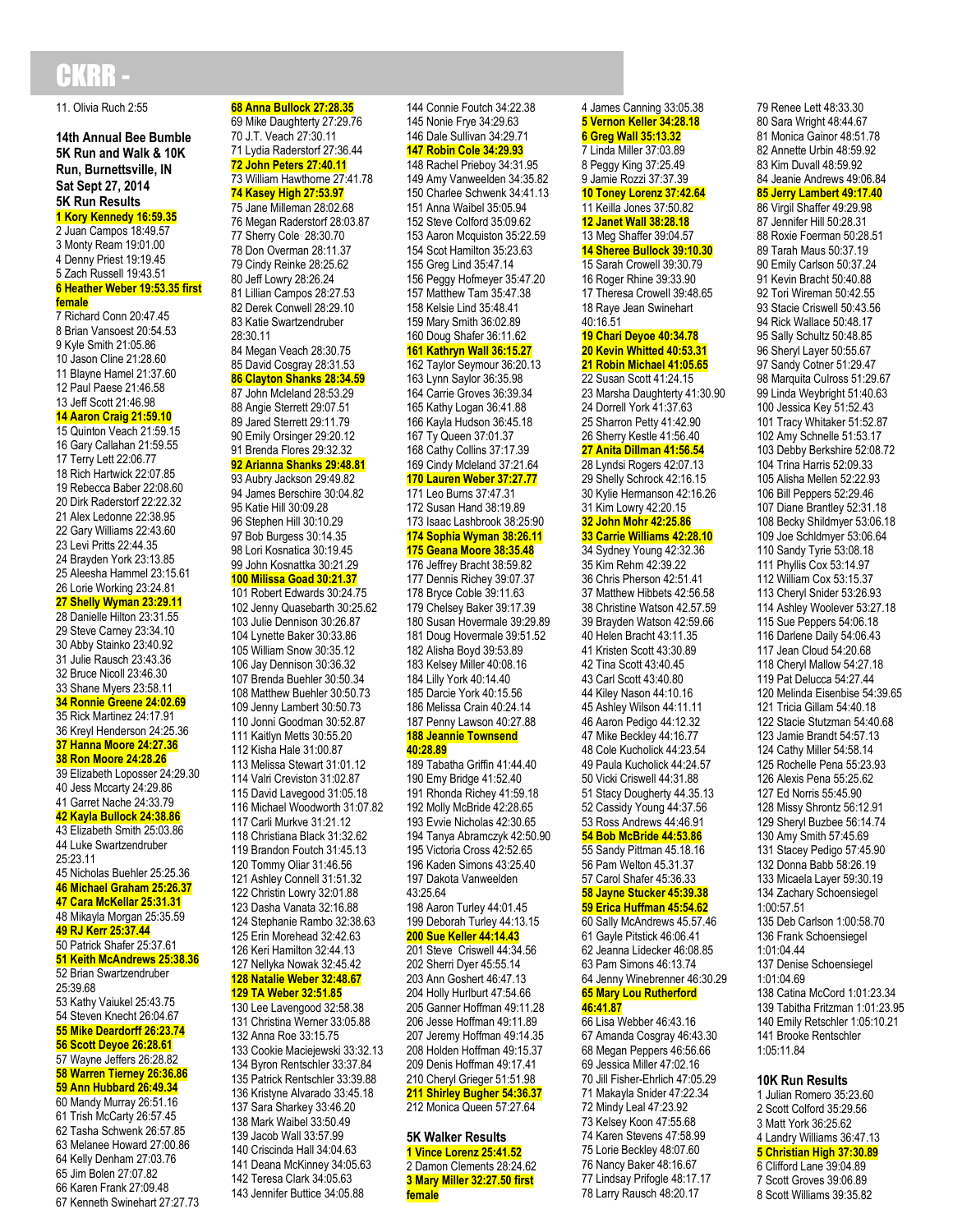# CKRR -

11. Olivia Ruch 2:55

**14th Annual Bee Bumble 5K Run and Walk & 10K Run, Burnettsville, IN Sat Sept 27, 2014**

**5K Run Results**

**1 Kory Kennedy 16:59.35**
2 Juan Campos 18:49.57
3 Monty Ream 19:01.00
4 Denny Priest 19:19.45
5 Zach Russell 19:43.51
**6 Heather Weber 19:53.35 first female**
7 Richard Conn 20:47.45
8 Brian Vansoest 20:54.53
9 Kyle Smith 21:05.86
10 Jason Cline 21:28.60
11 Blayne Hamel 21:37.60
12 Paul Paese 21:46.58
13 Jeff Scott 21:46.98
**14 Aaron Craig 21:59.10**
15 Quinton Veach 21:59.15
16 Gary Callahan 21:59.55
17 Terry Lett 22:06.77
18 Rich Hartwick 22:07.85
19 Rebecca Baber 22:08.60
20 Dirk Raderstorf 22:22.32
21 Alex Ledonne 22:38.95
22 Gary Williams 22:43.60
23 Levi Pritts 22:44.35
24 Brayden York 23:13.85
25 Aleesha Hammel 23:15.61
26 Lorie Working 23:24.81
**27 Shelly Wyman 23:29.11**
28 Danielle Hilton 23:31.55
29 Steve Carney 23:34.10
30 Abby Stainko 23:40.92
31 Julie Rausch 23:43.36
32 Bruce Nicoll 23:46.30
33 Shane Myers 23:58.11
**34 Ronnie Greene 24:02.69**
35 Rick Martinez 24:17.91
36 Kreyl Henderson 24:25.36
**37 Hanna Moore 24:27.36**
**38 Ron Moore 24:28.26**
39 Elizabeth Loposser 24:29.30
40 Jess Mccarty 24:29.86
41 Garret Nache 24:33.79
**42 Kayla Bullock 24:38.86**
43 Elizabeth Smith 25:03.86
44 Luke Swartzendruber 25:23.11
45 Nicholas Buehler 25:25.36
**46 Michael Graham 25:26.37**
**47 Cara McKellar 25:31.31**
48 Mikayla Morgan 25:35.59
**49 RJ Kerr 25:37.44**
50 Patrick Shafer 25:37.61
**51 Keith McAndrews 25:38.36**
52 Brian Swartzendruber 25:39.68
53 Kathy Vaiukel 25:43.75
54 Steven Knecht 26:04.67
**55 Mike Deardorff 26:23.74**
**56 Scott Deyoe 26:28.61**
57 Wayne Jeffers 26:28.82
**58 Warren Tierney 26:36.86**
**59 Ann Hubbard 26:49.34**
60 Mandy Murray 26:51.16
61 Trish McCarty 26:57.45
62 Tasha Schwenk 26:57.85
63 Melanee Howard 27:00.86
64 Kelly Denham 27:03.76
65 Jim Bolen 27:07.82
66 Karen Frank 27:09.48
67 Kenneth Swinehart 27:27.73
**68 Anna Bullock 27:28.35**
69 Mike Daughterty 27:29.76
70 J.T. Veach 27:30.11
71 Lydia Raderstorf 27:36.44
**72 John Peters 27:40.11**
73 William Hawthorne 27:41.78
**74 Kasey High 27:53.97**
75 Jane Milleman 28:02.68
76 Megan Raderstorf 28:03.87
77 Sherry Cole 28:30.70
78 Don Overman 28:11.37
79 Cindy Reinke 28:25.62
80 Jeff Lowry 28:26.24
81 Lillian Campos 28:27.53
82 Derek Conwell 28:29.10
83 Katie Swartzendruber 28:30.11
84 Megan Veach 28:30.75
85 David Cosgray 28:31.53
**86 Clayton Shanks 28:34.59**
87 John Mcleland 28:53.29
88 Angie Sterrett 29:07.51
89 Jared Sterrett 29:11.79
90 Emily Orsinger 29:20.12
91 Brenda Flores 29:32.32
**92 Arianna Shanks 29:48.81**
93 Aubry Jackson 29:49.82
94 James Berschire 30:04.82
95 Katie Hill 30:09.28
96 Stephen Hill 30:10.29
97 Bob Burgess 30:14.35
98 Lori Kosnatica 30:19.45
99 John Kosnattka 30:21.29
**100 Milissa Goad 30:21.37**
101 Robert Edwards 30:24.75
102 Jenny Quasebarth 30:25.62
103 Julie Dennison 30:26.87
104 Lynette Baker 30:33.86
105 William Snow 30:35.12
106 Jay Dennison 30:36.32
107 Brenda Buehler 30:50.34
108 Matthew Buehler 30:50.73
109 Jenny Lambert 30:50.73
110 Jonni Goodman 30:52.87
111 Kaitlyn Metts 30:55.20
112 Kisha Hale 31:00.87
113 Melissa Stewart 31:01.12
114 Valri Creviston 31:02.87
115 David Lavegood 31:05.18
116 Michael Woodworth 31:07.82
117 Carli Murkve 31:21.12
118 Christiana Black 31:32.62
119 Brandon Foutch 31:45.13
120 Tommy Oliar 31:46.56
121 Ashley Connell 31:51.32
122 Christin Lowry 32:01.88
123 Dasha Vanata 32:16.88
124 Stephanie Rambo 32:38.63
125 Erin Morehead 32:42.63
126 Keri Hamilton 32:44.13
127 Nellyka Nowak 32:45.42
**128 Natalie Weber 32:48.67**
**129 TA Weber 32:51.85**
130 Lee Lavengood 32:58.38
131 Christina Werner 33:05.88
132 Anna Roe 33:15.75
133 Cookie Maciejewski 33:32.13
134 Byron Rentschler 33:37.84
135 Patrick Rentschler 33:39.88
136 Kristyne Alvarado 33:45.18
137 Sara Sharkey 33:46.20
138 Mark Waibel 33:50.49
139 Jacob Wall 33:57.99
140 Criscinda Hall 34:04.63
141 Deana McKinney 34:05.63
142 Teresa Clark 34:05.63
143 Jennifer Buttice 34:05.88
144 Connie Foutch 34:22.38
145 Nonie Frye 34:29.63
146 Dale Sullivan 34:29.71
**147 Robin Cole 34:29.93**
148 Rachel Prieboy 34:31.95
149 Amy Vanweelden 34:35.82
150 Charlee Schwenk 34:41.13
151 Anna Waibel 35:05.94
152 Steve Colford 35:09.62
153 Aaron Mcquiston 35:22.59
154 Scot Hamilton 35:23.63
155 Greg Lind 35:47.14
156 Peggy Hofmeyer 35:47.20
157 Matthew Tam 35:47.38
158 Kelsie Lind 35:48.41
159 Mary Smith 36:02.89
160 Doug Shafer 36:11.62
**161 Kathryn Wall 36:15.27**
162 Taylor Seymour 36:20.13
163 Lynn Saylor 36:35.98
164 Carrie Groves 36:39.34
165 Kathy Logan 36:41.88
166 Kayla Hudson 36:45.18
167 Ty Queen 37:01.37
168 Cathy Collins 37:17.39
169 Cindy Mcleland 37:21.64
**170 Lauren Weber 37:27.77**
171 Leo Burns 37:47.31
172 Susan Hand 38:19.89
173 Isaac Lashbrook 38:25:90
**174 Sophia Wyman 38:26.11**
**175 Geana Moore 38:35.48**
176 Jeffrey Bracht 38:59.82
177 Dennis Richey 39:07.37
178 Bryce Coble 39:11.63
179 Chelsey Baker 39:17.39
180 Susan Hovermale 39:29.89
181 Doug Hovermale 39:51.52
182 Alisha Boyd 39:53.89
183 Kelsey Miller 40:08.16
184 Lilly York 40:14.40
185 Darcie York 40:15.56
186 Melissa Crain 40:24.14
187 Penny Lawson 40:27.88
**188 Jeannie Townsend 40:28.89**
189 Tabatha Griffin 41:44.40
190 Emy Bridge 41:52.40
191 Rhonda Richey 41:59.18
192 Molly McBride 42:28.65
193 Evvie Nicholas 42:30.65
194 Tanya Abramczyk 42:50.90
195 Victoria Cross 42:52.65
196 Kaden Simons 43:25.40
197 Dakota Vanweelden 43:25.64
198 Aaron Turley 44:01.45
199 Deborah Turley 44:13.15
**200 Sue Keller 44:14.43**
201 Steve Criswell 44:34.56
202 Sherri Dyer 45:55.14
203 Ann Goshert 46:47.13
204 Holly Hurlburt 47:54.66
205 Ganner Hoffman 49:11.28
206 Jesse Hoffman 49:11.89
207 Jeremy Hoffman 49:14.35
208 Holden Hoffman 49:15.37
209 Denis Hoffman 49:17.41
210 Cheryl Grieger 51:51.98
**211 Shirley Bugher 54:36.37**
212 Monica Queen 57:27.64

**5K Walker Results**

**1 Vince Lorenz 25:41.52**
2 Damon Clements 28:24.62
**3 Mary Miller 32:27.50 first female**
4 James Canning 33:05.38
**5 Vernon Keller 34:28.18**
**6 Greg Wall 35:13.32**
7 Linda Miller 37:03.89
8 Peggy King 37:25.49
9 Jamie Rozzi 37:37.39
**10 Toney Lorenz 37:42.64**
11 Keilla Jones 37:50.82
**12 Janet Wall 38:28.18**
13 Meg Shaffer 39:04.57
**14 Sheree Bullock 39:10.30**
15 Sarah Crowell 39:30.79
16 Roger Rhine 39:33.90
17 Theresa Crowell 39:48.65
18 Raye Jean Swinehart 40:16.51
**19 Chari Deyoe 40:34.78**
**20 Kevin Whitted 40:53.31**
**21 Robin Michael 41:05.65**
22 Susan Scott 41:24.15
23 Marsha Daughterty 41:30.90
24 Dorrell York 41:37.63
25 Sharron Petty 41:42.90
26 Sherry Kestle 41:56.40
**27 Anita Dillman 41:56.54**
28 Lyndsi Rogers 42:07.13
29 Shelly Schrock 42:16.15
30 Kylie Hermanson 42:16.26
31 Kim Lowry 42:20.15
**32 John Mohr 42:25.86**
**33 Carrie Williams 42:28.10**
34 Sydney Young 42:32.36
35 Kim Rehm 42:39.22
36 Chris Pherson 42:51.41
37 Matthew Hibbets 42:56.58
38 Christine Watson 42.57.59
39 Brayden Watson 42:59.66
40 Helen Bracht 43:11.35
41 Kristen Scott 43:30.89
42 Tina Scott 43:40.45
43 Carl Scott 43:40.80
44 Kiley Nason 44:10.16
45 Ashley Wilson 44:11.11
46 Aaron Pedigo 44:12.32
47 Mike Beckley 44:16.77
48 Cole Kucholick 44:23.54
49 Paula Kucholick 44:24.57
50 Vicki Criswell 44:31.88
51 Stacy Dougherty 44.35.13
52 Cassidy Young 44:37.56
53 Ross Andrews 44:46.91
**54 Bob McBride 44:53.86**
55 Sandy Pittman 45.18.16
56 Pam Welton 45.31.37
57 Carol Shafer 45:36.33
**58 Jayne Stucker 45:39.38**
**59 Erica Huffman 45:54.62**
60 Sally McAndrews 45.57.46
61 Gayle Pitstick 46:06.41
62 Jeanna Lidecker 46:08.85
63 Pam Simons 46:13.74
64 Jenny Winebrenner 46:30.29
**65 Mary Lou Rutherford 46:41.87**
66 Lisa Webber 46:43.16
67 Amanda Cosgray 46:43.30
68 Megan Peppers 46:56.66
69 Jessica Miller 47:02.16
70 Jill Fisher-Ehrlich 47:05.29
71 Makayla Snider 47:22.34
72 Mindy Leal 47:23.92
73 Kelsey Koon 47:55.68
74 Karen Stevens 47:58.99
75 Lorie Beckley 48:07.60
76 Nancy Baker 48:16.67
77 Lindsay Prifogle 48:17.17
78 Larry Rausch 48:20.17
79 Renee Lett 48:33.30
80 Sara Wright 48:44.67
81 Monica Gainor 48:51.78
82 Annette Urbin 48:59.92
83 Kim Duvall 48:59.92
84 Jeanie Andrews 49:06.84
**85 Jerry Lambert 49:17.40**
86 Virgil Shaffer 49:29.98
87 Jennifer Hill 50:28.31
88 Roxie Foerman 50:28.51
89 Tarah Maus 50:37.19
90 Emily Carlson 50:37.24
91 Kevin Bracht 50:40.88
92 Tori Wireman 50:42.55
93 Stacie Criswell 50:43.56
94 Rick Wallace 50:48.17
95 Sally Schultz 50:48.85
96 Sheryl Layer 50:55.67
97 Sandy Cotner 51:29.47
98 Marquita Culross 51:29.67
99 Linda Weybright 51:40.63
100 Jessica Key 51:52.43
101 Tracy Whitaker 51:52.87
102 Amy Schnelle 51:53.17
103 Debby Berkshire 52:08.72
104 Trina Harris 52:09.33
105 Alisha Mellen 52:22.93
106 Bill Peppers 52:29.46
107 Diane Brantley 52:31.18
108 Becky Shildmyer 53:06.18
109 Joe Schldmyer 53:06.64
110 Sandy Tyrie 53:08.18
111 Phyllis Cox 53:14.97
112 William Cox 53:15.37
113 Cheryl Snider 53:26.93
114 Ashley Woolever 53:27.18
115 Sue Peppers 54:06.18
116 Darlene Daily 54:06.43
117 Jean Cloud 54:20.68
118 Cheryl Mallow 54:27.18
119 Pat Delucca 54:27.44
120 Melinda Eisenbise 54:39.65
121 Tricia Gillam 54:40.18
122 Stacie Stutzman 54:40.68
123 Jamie Brandt 54:57.13
124 Cathy Miller 54:58.14
125 Rochelle Pena 55:23.93
126 Alexis Pena 55:25.62
127 Ed Norris 55:45.90
128 Missy Shrontz 56:12.91
129 Sheryl Buzbee 56:14.74
130 Amy Smith 57:45.69
131 Stacey Pedigo 57:45.90
132 Donna Babb 58:26.19
133 Micaela Layer 59:30.19
134 Zachary Schoensiegel 1:00:57.51
135 Deb Carlson 1:00:58.70
136 Frank Schoensiegel 1:01:04.44
137 Denise Schoensiegel 1:01:04.69
138 Catina McCord 1:01:23.34
139 Tabitha Fritzman 1:01:23.95
140 Emily Retschler 1:05:10.21
141 Brooke Rentschler 1:05:11.84

**10K Run Results**

1 Julian Romero 35:23.60
2 Scott Colford 35:29.56
3 Matt York 36:25.62
4 Landry Williams 36:47.13
**5 Christian High 37:30.89**
6 Clifford Lane 39:04.89
7 Scott Groves 39:06.89
8 Scott Williams 39:35.82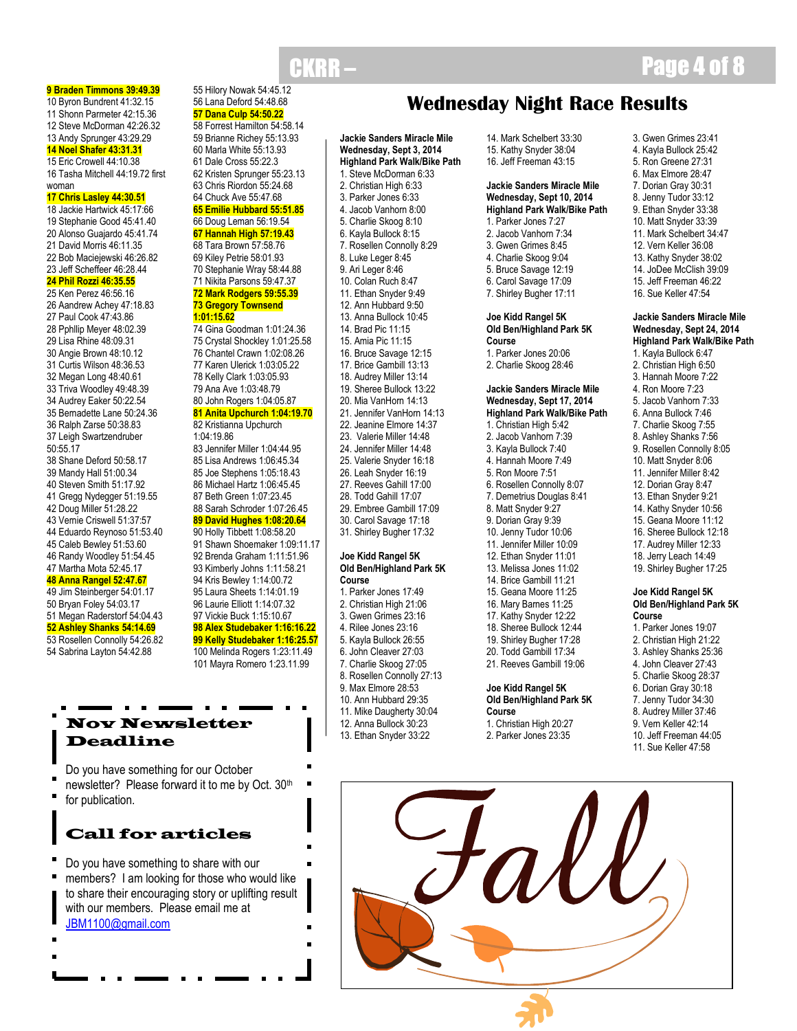9 **Braden Timmons 39:49.39**
10 Byron Bundrent 41:32.15
11 Shonn Parmeter 42:15.36
12 Steve McDorman 42:26.32
13 Andy Sprunger 43:29.29
14 **Noel Shafer 43:31.31**
15 Eric Crowell 44:10.38
16 Tasha Mitchell 44:19.72 first woman
17 **Chris Lasley 44:30.51**
18 Jackie Hartwick 45:17:66
19 Stephanie Good 45:41.40
20 Alonso Guajardo 45:41.74
21 David Morris 46:11.35
22 Bob Maciejewski 46:26.82
23 Jeff Scheffeer 46:28.44
24 **Phil Rozzi 46:35.55**
25 Ken Perez 46:56.16
26 Aandrew Achey 47:18.83
27 Paul Cook 47:43.86
28 Pphllip Meyer 48:02.39
29 Lisa Rhine 48:09.31
30 Angie Brown 48:10.12
31 Curtis Wilson 48:36.53
32 Megan Long 48:40.61
33 Triva Woodley 49:48.39
34 Audrey Eaker 50:22.54
35 Bernadette Lane 50:24.36
36 Ralph Zarse 50:38.83
37 Leigh Swartzendruber 50:55.17
38 Shane Deford 50:58.17
39 Mandy Hall 51:00.34
40 Steven Smith 51:17.92
41 Gregg Nydegger 51:19.55
42 Doug Miller 51:28.22
43 Vernie Criswell 51:37:57
44 Eduardo Reynoso 51:53.40
45 Caleb Bewley 51:53.60
46 Randy Woodley 51:54.45
47 Martha Mota 52:45.17
48 **Anna Rangel 52:47.67**
49 Jim Steinberger 54:01.17
50 Bryan Foley 54:03.17
51 Megan Raderstorf 54:04.43
52 **Ashley Shanks 54:14.69**
53 Rosellen Connolly 54:26.82
54 Sabrina Layton 54:42.88
55 Hilory Nowak 54:45.12
56 Lana Deford 54:48.68
57 **Dana Culp 54:50.22**
58 Forrest Hamilton 54:58.14
59 Brianne Richey 55:13.93
60 Marla White 55:13.93
61 Dale Cross 55:22.3
62 Kristen Sprunger 55:23.13
63 Chris Riordon 55:24.68
64 Chuck Ave 55:47.68
65 **Emilie Hubbard 55:51.85**
66 Doug Leman 56:19.54
67 **Hannah High 57:19.43**
68 Tara Brown 57:58.76
69 Kiley Petrie 58:01.93
70 Stephanie Wray 58:44.88
71 Nikita Parsons 59:47.37
72 **Mark Rodgers 59:55.39**
73 **Gregory Townsend 1:01:15.62**
74 Gina Goodman 1:01:24.36
75 Crystal Shockley 1:01:25.58
76 Chantel Crawn 1:02:08.26
77 Karen Ulerick 1:03:05.22
78 Kelly Clark 1:03:05.93
79 Ana Ave 1:03:48.79
80 John Rogers 1:04:05.87
81 **Anita Upchurch 1:04:19.70**
82 Kristianna Upchurch 1:04:19.86
83 Jennifer Miller 1:04:44.95
85 Lisa Andrews 1:06:45.34
85 Joe Stephens 1:05:18.43
86 Michael Hartz 1:06:45.45
87 Beth Green 1:07:23.45
88 Sarah Schroder 1:07:26.45
89 **David Hughes 1:08:20.64**
90 Holly Tibbett 1:08:58.20
91 Shawn Shoemaker 1:09:11.17
92 Brenda Graham 1:11:51.96
93 Kimberly Johns 1:11:58.21
94 Kris Bewley 1:14:00.72
95 Laura Sheets 1:14:01.19
96 Laurie Elliott 1:14:07.32
97 Vickie Buck 1:15:10.67
98 **Alex Studebaker 1:16:16.22**
99 **Kelly Studebaker 1:16:25.57**
100 Melinda Rogers 1:23:11.49
101 Mayra Romero 1:23.11.99

## Nov Newsletter Deadline

Do you have something for our October newsletter? Please forward it to me by Oct. 30th for publication.

## Call for articles

Do you have something to share with our members? I am looking for those who would like to share their encouraging story or uplifting result with our members. Please email me at JBM1100@gmail.com

# Wednesday Night Race Results

**Jackie Sanders Miracle Mile**
**Wednesday, Sept 3, 2014**
**Highland Park Walk/Bike Path**

1. Steve McDorman 6:33
2. Christian High 6:33
3. Parker Jones 6:33
4. Jacob Vanhorn 8:00
5. Charlie Skoog 8:10
6. Kayla Bullock 8:15
7. Rosellen Connolly 8:29
8. Luke Leger 8:45
9. Ari Leger 8:46
10. Colan Ruch 8:47
11. Ethan Snyder 9:49
12. Ann Hubbard 9:50
13. Anna Bullock 10:45
14. Brad Pic 11:15
15. Amia Pic 11:15
16. Bruce Savage 12:15
17. Brice Gambill 13:13
18. Audrey Miller 13:14
19. Sheree Bullock 13:22
20. Mia VanHorn 14:13
21. Jennifer VanHorn 14:13
22. Jeanine Elmore 14:37
23. Valerie Miller 14:48
24. Jennifer Miller 14:48
25. Valerie Snyder 16:18
26. Leah Snyder 16:19
27. Reeves Gahill 17:00
28. Todd Gahill 17:07
29. Embree Gambill 17:09
30. Carol Savage 17:18
31. Shirley Bugher 17:32

**Joe Kidd Rangel 5K**
**Old Ben/Highland Park 5K Course**

1. Parker Jones 17:49
2. Christian High 21:06
3. Gwen Grimes 23:16
4. Rilee Jones 23:16
5. Kayla Bullock 26:55
6. John Cleaver 27:03
7. Charlie Skoog 27:05
8. Rosellen Connolly 27:13
9. Max Elmore 28:53
10. Ann Hubbard 29:35
11. Mike Daugherty 30:04
12. Anna Bullock 30:23
13. Ethan Snyder 33:22
14. Mark Schelbert 33:30
15. Kathy Snyder 38:04
16. Jeff Freeman 43:15

**Jackie Sanders Miracle Mile**
**Wednesday, Sept 10, 2014**
**Highland Park Walk/Bike Path**

1. Parker Jones 7:27
2. Jacob Vanhorn 7:34
3. Gwen Grimes 8:45
4. Charlie Skoog 9:04
5. Bruce Savage 12:19
6. Carol Savage 17:09
7. Shirley Bugher 17:11

**Joe Kidd Rangel 5K**
**Old Ben/Highland Park 5K Course**

1. Parker Jones 20:06
2. Charlie Skoog 28:46

**Jackie Sanders Miracle Mile**
**Wednesday, Sept 17, 2014**
**Highland Park Walk/Bike Path**

1. Christian High 5:42
2. Jacob Vanhorn 7:39
3. Kayla Bullock 7:40
4. Hannah Moore 7:49
5. Ron Moore 7:51
6. Rosellen Connolly 8:07
7. Demetrius Douglas 8:41
8. Matt Snyder 9:27
9. Dorian Gray 9:39
10. Jenny Tudor 10:06
11. Jennifer Miller 10:09
12. Ethan Snyder 11:01
13. Melissa Jones 11:02
14. Brice Gambill 11:21
15. Geana Moore 11:25
16. Mary Barnes 11:25
17. Kathy Snyder 12:22
18. Sheree Bullock 12:44
19. Shirley Bugher 17:28
20. Todd Gambill 17:34
21. Reeves Gambill 19:06

**Joe Kidd Rangel 5K**
**Old Ben/Highland Park 5K Course**

1. Christian High 20:27
2. Parker Jones 23:35
3. Gwen Grimes 23:41
4. Kayla Bullock 25:42
5. Ron Greene 27:31
6. Max Elmore 28:47
7. Dorian Gray 30:31
8. Jenny Tudor 33:12
9. Ethan Snyder 33:38
10. Matt Snyder 33:39
11. Mark Schelbert 34:47
12. Vern Keller 36:08
13. Kathy Snyder 38:02
14. JoDee McClish 39:09
15. Jeff Freeman 46:22
16. Sue Keller 47:54

**Jackie Sanders Miracle Mile**
**Wednesday, Sept 24, 2014**
**Highland Park Walk/Bike Path**

1. Kayla Bullock 6:47
2. Christian High 6:50
3. Hannah Moore 7:22
4. Ron Moore 7:23
5. Jacob Vanhorn 7:33
6. Anna Bullock 7:46
7. Charlie Skoog 7:55
8. Ashley Shanks 7:56
9. Rosellen Connolly 8:05
10. Matt Snyder 8:06
11. Jennifer Miller 8:42
12. Dorian Gray 8:47
13. Ethan Snyder 9:21
14. Kathy Snyder 10:56
15. Geana Moore 11:12
16. Sheree Bullock 12:18
17. Audrey Miller 12:33
18. Jerry Leach 14:49
19. Shirley Bugher 17:25

**Joe Kidd Rangel 5K**
**Old Ben/Highland Park 5K Course**

1. Parker Jones 19:07
2. Christian High 21:22
3. Ashley Shanks 25:36
4. John Cleaver 27:43
5. Charlie Skoog 28:37
6. Dorian Gray 30:18
7. Jenny Tudor 34:30
8. Audrey Miller 37:46
9. Vern Keller 42:14
10. Jeff Freeman 44:05
11. Sue Keller 47:58

Fall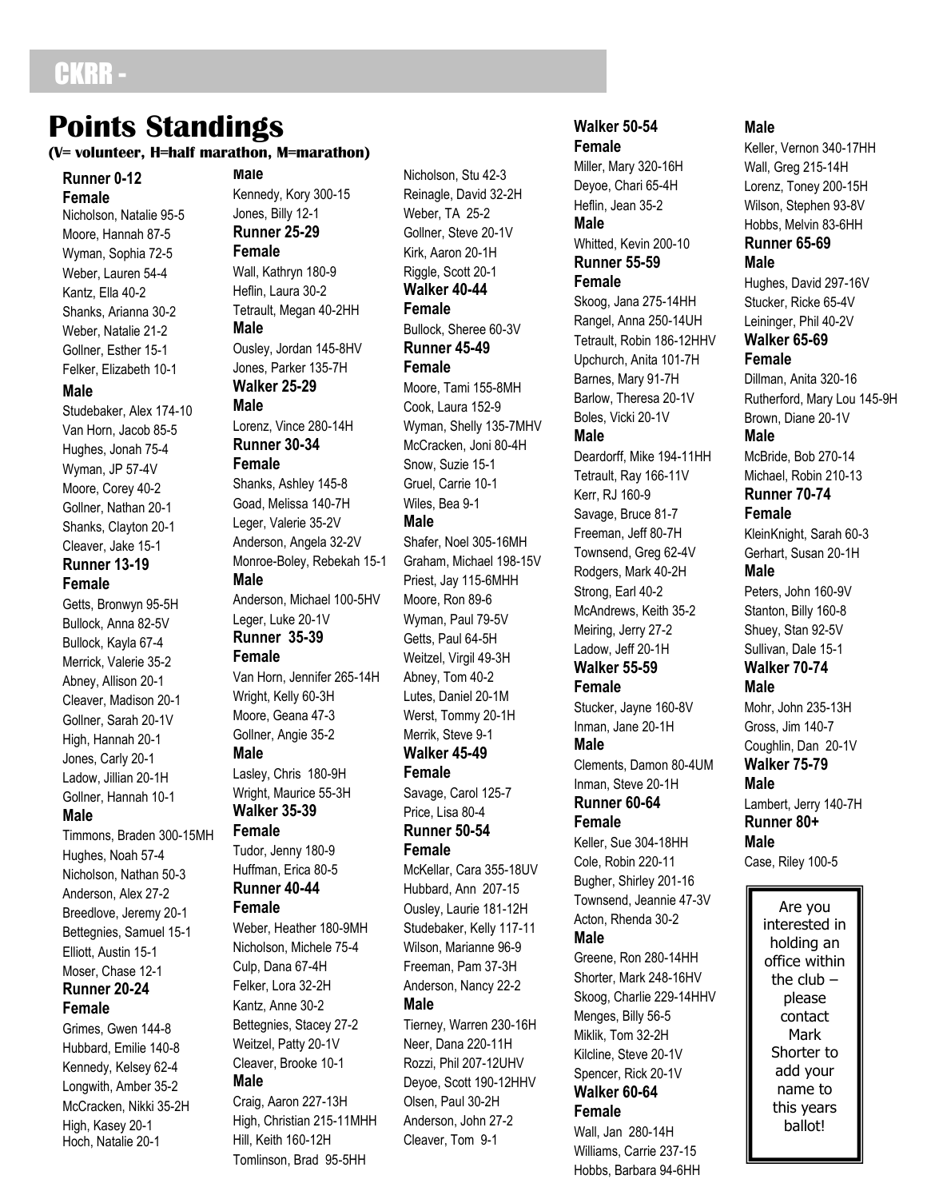## CKRR -

# Points Standings

**(V= volunteer, H=half marathon, M=marathon)**

### Runner 0-12

**Female**

Nicholson, Natalie 95-5
Moore, Hannah 87-5
Wyman, Sophia 72-5
Weber, Lauren 54-4
Kantz, Ella 40-2
Shanks, Arianna 30-2
Weber, Natalie 21-2
Gollner, Esther 15-1
Felker, Elizabeth 10-1

**Male**

Studebaker, Alex 174-10
Van Horn, Jacob 85-5
Hughes, Jonah 75-4
Wyman, JP 57-4V
Moore, Corey 40-2
Gollner, Nathan 20-1
Shanks, Clayton 20-1
Cleaver, Jake 15-1

### Runner 13-19

**Female**

Getts, Bronwyn 95-5H
Bullock, Anna 82-5V
Bullock, Kayla 67-4
Merrick, Valerie 35-2
Abney, Allison 20-1
Cleaver, Madison 20-1
Gollner, Sarah 20-1V
High, Hannah 20-1
Jones, Carly 20-1
Ladow, Jillian 20-1H
Gollner, Hannah 10-1

**Male**

Timmons, Braden 300-15MH
Hughes, Noah 57-4
Nicholson, Nathan 50-3
Anderson, Alex 27-2
Breedlove, Jeremy 20-1
Bettegnies, Samuel 15-1
Elliott, Austin 15-1
Moser, Chase 12-1

### Runner 20-24

**Female**

Grimes, Gwen 144-8
Hubbard, Emilie 140-8
Kennedy, Kelsey 62-4
Longwith, Amber 35-2
McCracken, Nikki 35-2H
High, Kasey 20-1
Hoch, Natalie 20-1

**Male**

Kennedy, Kory 300-15
Jones, Billy 12-1

### Runner 25-29

**Female**

Wall, Kathryn 180-9
Heflin, Laura 30-2
Tetrault, Megan 40-2HH

**Male**

Ousley, Jordan 145-8HV
Jones, Parker 135-7H

### Walker 25-29

**Male**

Lorenz, Vince 280-14H

### Runner 30-34

**Female**

Shanks, Ashley 145-8
Goad, Melissa 140-7H
Leger, Valerie 35-2V
Anderson, Angela 32-2V
Monroe-Boley, Rebekah 15-1

**Male**

Anderson, Michael 100-5HV
Leger, Luke 20-1V

### Runner 35-39

**Female**

Van Horn, Jennifer 265-14H
Wright, Kelly 60-3H
Moore, Geana 47-3
Gollner, Angie 35-2

**Male**

Lasley, Chris 180-9H
Wright, Maurice 55-3H

### Walker 35-39

**Female**

Tudor, Jenny 180-9
Huffman, Erica 80-5

### Runner 40-44

**Female**

Weber, Heather 180-9MH
Nicholson, Michele 75-4
Culp, Dana 67-4H
Felker, Lora 32-2H
Kantz, Anne 30-2
Bettegnies, Stacey 27-2
Weitzel, Patty 20-1V
Cleaver, Brooke 10-1

**Male**

Craig, Aaron 227-13H
High, Christian 215-11MHH
Hill, Keith 160-12H
Tomlinson, Brad 95-5HH
Nicholson, Stu 42-3
Reinagle, David 32-2H
Weber, TA 25-2
Gollner, Steve 20-1V
Kirk, Aaron 20-1H
Riggle, Scott 20-1

### Walker 40-44

**Female**

Bullock, Sheree 60-3V

### Runner 45-49

**Female**

Moore, Tami 155-8MH
Cook, Laura 152-9
Wyman, Shelly 135-7MHV
McCracken, Joni 80-4H
Snow, Suzie 15-1
Gruel, Carrie 10-1
Wiles, Bea 9-1

**Male**

Shafer, Noel 305-16MH
Graham, Michael 198-15V
Priest, Jay 115-6MHH
Moore, Ron 89-6
Wyman, Paul 79-5V
Getts, Paul 64-5H
Weitzel, Virgil 49-3H
Abney, Tom 40-2
Lutes, Daniel 20-1M
Werst, Tommy 20-1H
Merrik, Steve 9-1

### Walker 45-49

**Female**

Savage, Carol 125-7
Price, Lisa 80-4

### Runner 50-54

**Female**

McKellar, Cara 355-18UV
Hubbard, Ann 207-15
Ousley, Laurie 181-12H
Studebaker, Kelly 117-11
Wilson, Marianne 96-9
Freeman, Pam 37-3H
Anderson, Nancy 22-2

**Male**

Tierney, Warren 230-16H
Neer, Dana 220-11H
Rozzi, Phil 207-12UHV
Deyoe, Scott 190-12HHV
Olsen, Paul 30-2H
Anderson, John 27-2
Cleaver, Tom 9-1

### Walker 50-54

**Female**

Miller, Mary 320-16H
Deyoe, Chari 65-4H
Heflin, Jean 35-2

**Male**

Whitted, Kevin 200-10

### Runner 55-59

**Female**

Skoog, Jana 275-14HH
Rangel, Anna 250-14UH
Tetrault, Robin 186-12HHV
Upchurch, Anita 101-7H
Barnes, Mary 91-7H
Barlow, Theresa 20-1V
Boles, Vicki 20-1V

**Male**

Deardorff, Mike 194-11HH
Tetrault, Ray 166-11V
Kerr, RJ 160-9
Savage, Bruce 81-7
Freeman, Jeff 80-7H
Townsend, Greg 62-4V
Rodgers, Mark 40-2H
Strong, Earl 40-2
McAndrews, Keith 35-2
Meiring, Jerry 27-2
Ladow, Jeff 20-1H

### Walker 55-59

**Female**

Stucker, Jayne 160-8V
Inman, Jane 20-1H

**Male**

Clements, Damon 80-4UM
Inman, Steve 20-1H

### Runner 60-64

**Female**

Keller, Sue 304-18HH
Cole, Robin 220-11
Bugher, Shirley 201-16
Townsend, Jeannie 47-3V
Acton, Rhenda 30-2

**Male**

Greene, Ron 280-14HH
Shorter, Mark 248-16HV
Skoog, Charlie 229-14HHV
Menges, Billy 56-5
Miklik, Tom 32-2H
Kilcline, Steve 20-1V
Spencer, Rick 20-1V

### Walker 60-64

**Female**

Wall, Jan 280-14H
Williams, Carrie 237-15
Hobbs, Barbara 94-6HH

**Male**

Keller, Vernon 340-17HH
Wall, Greg 215-14H
Lorenz, Toney 200-15H
Wilson, Stephen 93-8V
Hobbs, Melvin 83-6HH

### Runner 65-69

**Male**

Hughes, David 297-16V
Stucker, Ricke 65-4V
Leininger, Phil 40-2V

### Walker 65-69

**Female**

Dillman, Anita 320-16
Rutherford, Mary Lou 145-9H
Brown, Diane 20-1V

**Male**

McBride, Bob 270-14
Michael, Robin 210-13

### Runner 70-74

**Female**

KleinKnight, Sarah 60-3
Gerhart, Susan 20-1H

**Male**

Peters, John 160-9V
Stanton, Billy 160-8
Shuey, Stan 92-5V
Sullivan, Dale 15-1

### Walker 70-74

**Male**

Mohr, John 235-13H
Gross, Jim 140-7
Coughlin, Dan 20-1V

### Walker 75-79

**Male**

Lambert, Jerry 140-7H

### Runner 80+

**Male**

Case, Riley 100-5

Are you interested in holding an office within the club – please contact Mark Shorter to add your name to this years ballot!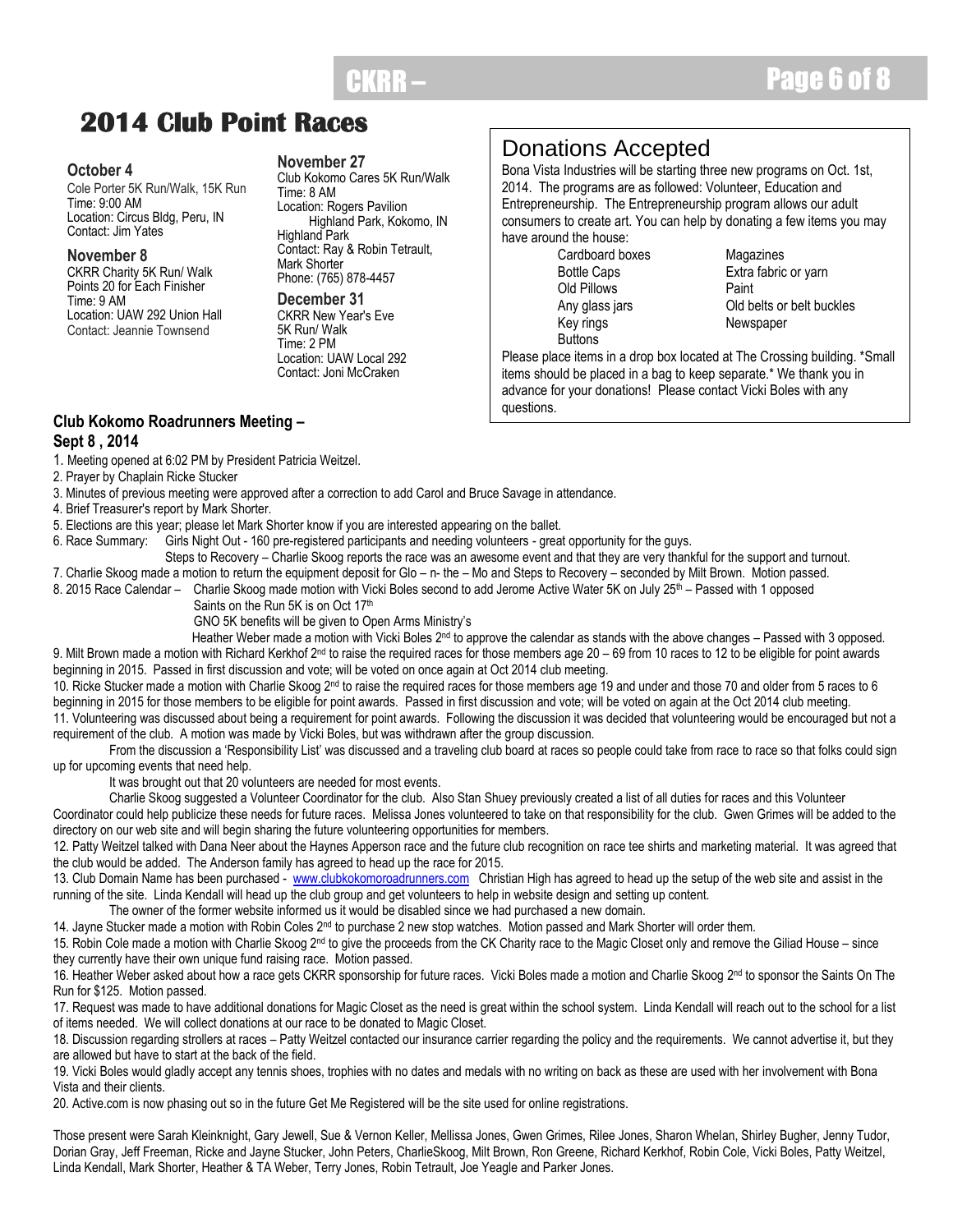## 2014 Club Point Races

**October 4**
Cole Porter 5K Run/Walk, 15K Run
Time: 9:00 AM
Location: Circus Bldg, Peru, IN
Contact: Jim Yates

**November 8**
CKRR Charity 5K Run/ Walk
Points 20 for Each Finisher
Time: 9 AM
Location: UAW 292 Union Hall
Contact: Jeannie Townsend

**November 27**
Club Kokomo Cares 5K Run/Walk
Time: 8 AM
Location: Rogers Pavilion
Highland Park, Kokomo, IN
Highland Park
Contact: Ray & Robin Tetrault, Mark Shorter
Phone: (765) 878-4457

**December 31**
CKRR New Year's Eve
5K Run/ Walk
Time: 2 PM
Location: UAW Local 292
Contact: Joni McCraken

## Donations Accepted

Bona Vista Industries will be starting three new programs on Oct. 1st, 2014. The programs are as followed: Volunteer, Education and Entrepreneurship. The Entrepreneurship program allows our adult consumers to create art. You can help by donating a few items you may have around the house:

- Cardboard boxes
- Bottle Caps
- Old Pillows
- Any glass jars
- Key rings
- Buttons
- Magazines
- Extra fabric or yarn
- Paint
- Old belts or belt buckles
- Newspaper

Please place items in a drop box located at The Crossing building. *Small items should be placed in a bag to keep separate.* We thank you in advance for your donations! Please contact Vicki Boles with any questions.

### Club Kokomo Roadrunners Meeting – Sept 8 , 2014

1. Meeting opened at 6:02 PM by President Patricia Weitzel.
2. Prayer by Chaplain Ricke Stucker
3. Minutes of previous meeting were approved after a correction to add Carol and Bruce Savage in attendance.
4. Brief Treasurer's report by Mark Shorter.
5. Elections are this year; please let Mark Shorter know if you are interested appearing on the ballet.
6. Race Summary: Girls Night Out - 160 pre-registered participants and needing volunteers - great opportunity for the guys.
   Steps to Recovery – Charlie Skoog reports the race was an awesome event and that they are very thankful for the support and turnout.
7. Charlie Skoog made a motion to return the equipment deposit for Glo – n- the – Mo and Steps to Recovery – seconded by Milt Brown. Motion passed.
8. 2015 Race Calendar – Charlie Skoog made motion with Vicki Boles second to add Jerome Active Water 5K on July 25th – Passed with 1 opposed
   Saints on the Run 5K is on Oct 17th
   GNO 5K benefits will be given to Open Arms Ministry's
   Heather Weber made a motion with Vicki Boles 2nd to approve the calendar as stands with the above changes – Passed with 3 opposed.
9. Milt Brown made a motion with Richard Kerkhof 2nd to raise the required races for those members age 20 – 69 from 10 races to 12 to be eligible for point awards beginning in 2015. Passed in first discussion and vote; will be voted on once again at Oct 2014 club meeting.
10. Ricke Stucker made a motion with Charlie Skoog 2nd to raise the required races for those members age 19 and under and those 70 and older from 5 races to 6 beginning in 2015 for those members to be eligible for point awards. Passed in first discussion and vote; will be voted on again at the Oct 2014 club meeting.
11. Volunteering was discussed about being a requirement for point awards. Following the discussion it was decided that volunteering would be encouraged but not a requirement of the club. A motion was made by Vicki Boles, but was withdrawn after the group discussion.
    From the discussion a 'Responsibility List' was discussed and a traveling club board at races so people could take from race to race so that folks could sign up for upcoming events that need help.
    It was brought out that 20 volunteers are needed for most events.
    Charlie Skoog suggested a Volunteer Coordinator for the club. Also Stan Shuey previously created a list of all duties for races and this Volunteer Coordinator could help publicize these needs for future races. Melissa Jones volunteered to take on that responsibility for the club. Gwen Grimes will be added to the directory on our web site and will begin sharing the future volunteering opportunities for members.
12. Patty Weitzel talked with Dana Neer about the Haynes Apperson race and the future club recognition on race tee shirts and marketing material. It was agreed that the club would be added. The Anderson family has agreed to head up the race for 2015.
13. Club Domain Name has been purchased - www.clubkokomoroadrunners.com Christian High has agreed to head up the setup of the web site and assist in the running of the site. Linda Kendall will head up the club group and get volunteers to help in website design and setting up content.
    The owner of the former website informed us it would be disabled since we had purchased a new domain.
14. Jayne Stucker made a motion with Robin Coles 2nd to purchase 2 new stop watches. Motion passed and Mark Shorter will order them.
15. Robin Cole made a motion with Charlie Skoog 2nd to give the proceeds from the CK Charity race to the Magic Closet only and remove the Giliad House – since they currently have their own unique fund raising race. Motion passed.
16. Heather Weber asked about how a race gets CKRR sponsorship for future races. Vicki Boles made a motion and Charlie Skoog 2nd to sponsor the Saints On The Run for $125. Motion passed.
17. Request was made to have additional donations for Magic Closet as the need is great within the school system. Linda Kendall will reach out to the school for a list of items needed. We will collect donations at our race to be donated to Magic Closet.
18. Discussion regarding strollers at races – Patty Weitzel contacted our insurance carrier regarding the policy and the requirements. We cannot advertise it, but they are allowed but have to start at the back of the field.
19. Vicki Boles would gladly accept any tennis shoes, trophies with no dates and medals with no writing on back as these are used with her involvement with Bona Vista and their clients.
20. Active.com is now phasing out so in the future Get Me Registered will be the site used for online registrations.

Those present were Sarah Kleinknight, Gary Jewell, Sue & Vernon Keller, Mellissa Jones, Gwen Grimes, Rilee Jones, Sharon Whelan, Shirley Bugher, Jenny Tudor, Dorian Gray, Jeff Freeman, Ricke and Jayne Stucker, John Peters, CharlieSkoog, Milt Brown, Ron Greene, Richard Kerkhof, Robin Cole, Vicki Boles, Patty Weitzel, Linda Kendall, Mark Shorter, Heather & TA Weber, Terry Jones, Robin Tetrault, Joe Yeagle and Parker Jones.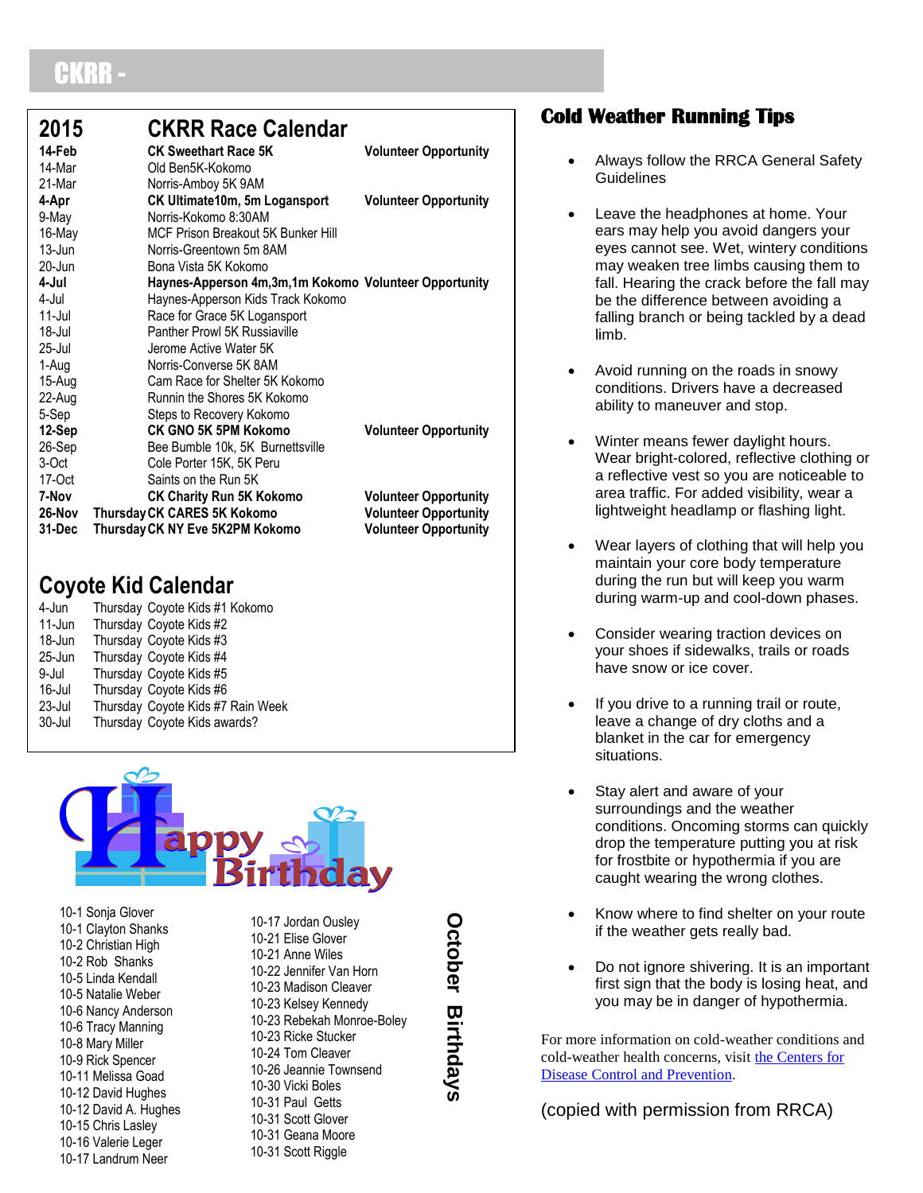# CKRR -

## 2015 CKRR Race Calendar

| Date | Event | |
|---|---|---|
| **14-Feb** | **CK Sweethart Race 5K** | **Volunteer Opportunity** |
| 14-Mar | Old Ben5K-Kokomo | |
| 21-Mar | Norris-Amboy 5K 9AM | |
| **4-Apr** | **CK Ultimate10m, 5m Logansport** | **Volunteer Opportunity** |
| 9-May | Norris-Kokomo 8:30AM | |
| 16-May | MCF Prison Breakout 5K Bunker Hill | |
| 13-Jun | Norris-Greentown 5m 8AM | |
| 20-Jun | Bona Vista 5K Kokomo | |
| **4-Jul** | **Haynes-Apperson 4m,3m,1m Kokomo** | **Volunteer Opportunity** |
| 4-Jul | Haynes-Apperson Kids Track Kokomo | |
| 11-Jul | Race for Grace 5K Logansport | |
| 18-Jul | Panther Prowl 5K Russiaville | |
| 25-Jul | Jerome Active Water 5K | |
| 1-Aug | Norris-Converse 5K 8AM | |
| 15-Aug | Cam Race for Shelter 5K Kokomo | |
| 22-Aug | Runnin the Shores 5K Kokomo | |
| 5-Sep | Steps to Recovery Kokomo | |
| **12-Sep** | **CK GNO 5K 5PM Kokomo** | **Volunteer Opportunity** |
| 26-Sep | Bee Bumble 10k, 5K Burnettsville | |
| 3-Oct | Cole Porter 15K, 5K Peru | |
| 17-Oct | Saints on the Run 5K | |
| **7-Nov** | **CK Charity Run 5K Kokomo** | **Volunteer Opportunity** |
| **26-Nov** | **Thursday CK CARES 5K Kokomo** | **Volunteer Opportunity** |
| **31-Dec** | **Thursday CK NY Eve 5K2PM Kokomo** | **Volunteer Opportunity** |

## Coyote Kid Calendar

| Date | Day | Event |
|---|---|---|
| 4-Jun | Thursday | Coyote Kids #1 Kokomo |
| 11-Jun | Thursday | Coyote Kids #2 |
| 18-Jun | Thursday | Coyote Kids #3 |
| 25-Jun | Thursday | Coyote Kids #4 |
| 9-Jul | Thursday | Coyote Kids #5 |
| 16-Jul | Thursday | Coyote Kids #6 |
| 23-Jul | Thursday | Coyote Kids #7 Rain Week |
| 30-Jul | Thursday | Coyote Kids awards? |

## Happy Birthday

### October Birthdays

10-1 Sonja Glover
10-1 Clayton Shanks
10-2 Christian High
10-2 Rob Shanks
10-5 Linda Kendall
10-5 Natalie Weber
10-6 Nancy Anderson
10-6 Tracy Manning
10-8 Mary Miller
10-9 Rick Spencer
10-11 Melissa Goad
10-12 David Hughes
10-12 David A. Hughes
10-15 Chris Lasley
10-16 Valerie Leger
10-17 Landrum Neer
10-17 Jordan Ousley
10-21 Elise Glover
10-21 Anne Wiles
10-22 Jennifer Van Horn
10-23 Madison Cleaver
10-23 Kelsey Kennedy
10-23 Rebekah Monroe-Boley
10-23 Ricke Stucker
10-24 Tom Cleaver
10-26 Jeannie Townsend
10-30 Vicki Boles
10-31 Paul Getts
10-31 Scott Glover
10-31 Geana Moore
10-31 Scott Riggle

## Cold Weather Running Tips

- Always follow the RRCA General Safety Guidelines
- Leave the headphones at home. Your ears may help you avoid dangers your eyes cannot see. Wet, wintery conditions may weaken tree limbs causing them to fall. Hearing the crack before the fall may be the difference between avoiding a falling branch or being tackled by a dead limb.
- Avoid running on the roads in snowy conditions. Drivers have a decreased ability to maneuver and stop.
- Winter means fewer daylight hours. Wear bright-colored, reflective clothing or a reflective vest so you are noticeable to area traffic. For added visibility, wear a lightweight headlamp or flashing light.
- Wear layers of clothing that will help you maintain your core body temperature during the run but will keep you warm during warm-up and cool-down phases.
- Consider wearing traction devices on your shoes if sidewalks, trails or roads have snow or ice cover.
- If you drive to a running trail or route, leave a change of dry cloths and a blanket in the car for emergency situations.
- Stay alert and aware of your surroundings and the weather conditions. Oncoming storms can quickly drop the temperature putting you at risk for frostbite or hypothermia if you are caught wearing the wrong clothes.
- Know where to find shelter on your route if the weather gets really bad.
- Do not ignore shivering. It is an important first sign that the body is losing heat, and you may be in danger of hypothermia.

For more information on cold-weather conditions and cold-weather health concerns, visit the Centers for Disease Control and Prevention.

(copied with permission from RRCA)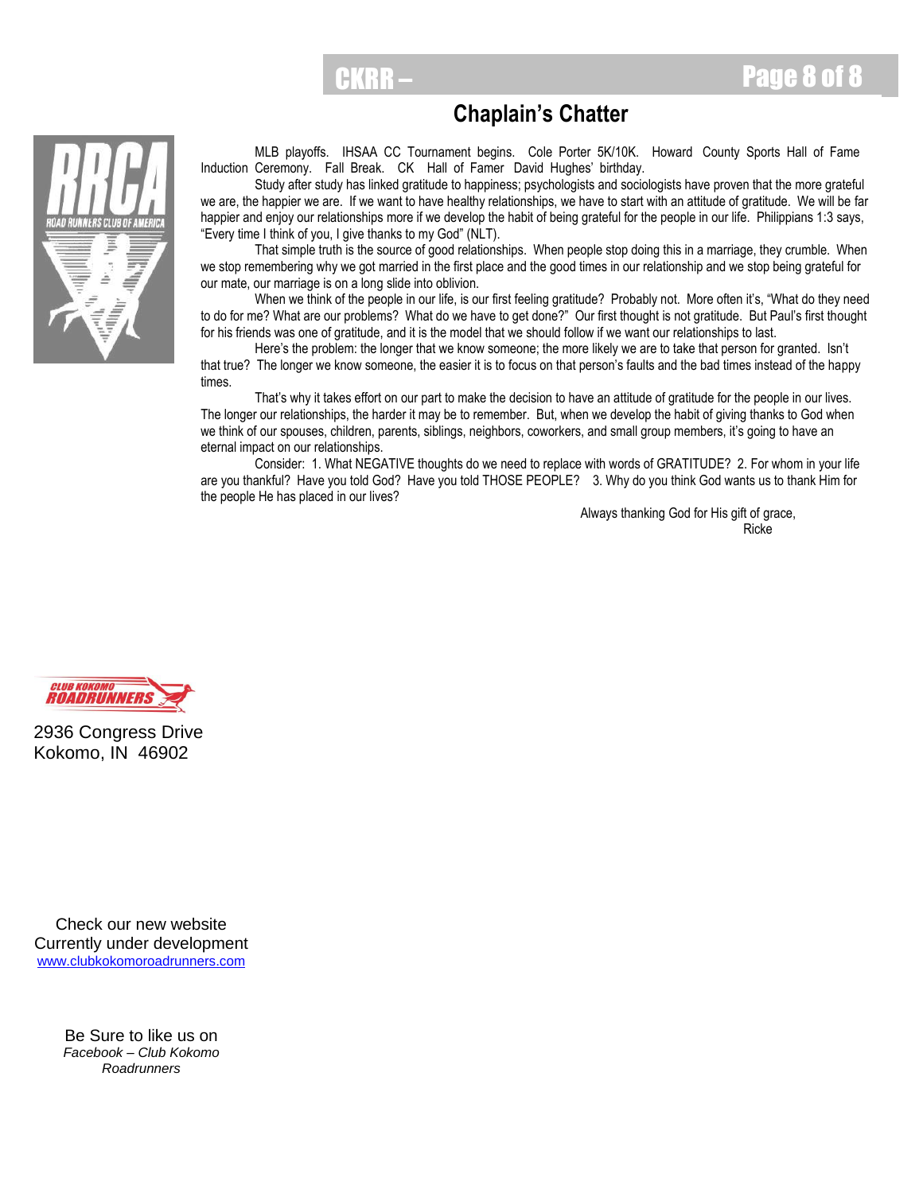## Chaplain's Chatter

MLB playoffs. IHSAA CC Tournament begins. Cole Porter 5K/10K. Howard County Sports Hall of Fame Induction Ceremony. Fall Break. CK Hall of Famer David Hughes' birthday.

Study after study has linked gratitude to happiness; psychologists and sociologists have proven that the more grateful we are, the happier we are. If we want to have healthy relationships, we have to start with an attitude of gratitude. We will be far happier and enjoy our relationships more if we develop the habit of being grateful for the people in our life. Philippians 1:3 says, "Every time I think of you, I give thanks to my God" (NLT).

That simple truth is the source of good relationships. When people stop doing this in a marriage, they crumble. When we stop remembering why we got married in the first place and the good times in our relationship and we stop being grateful for our mate, our marriage is on a long slide into oblivion.

When we think of the people in our life, is our first feeling gratitude? Probably not. More often it's, "What do they need to do for me? What are our problems? What do we have to get done?" Our first thought is not gratitude. But Paul's first thought for his friends was one of gratitude, and it is the model that we should follow if we want our relationships to last.

Here's the problem: the longer that we know someone; the more likely we are to take that person for granted. Isn't that true? The longer we know someone, the easier it is to focus on that person's faults and the bad times instead of the happy times.

That's why it takes effort on our part to make the decision to have an attitude of gratitude for the people in our lives. The longer our relationships, the harder it may be to remember. But, when we develop the habit of giving thanks to God when we think of our spouses, children, parents, siblings, neighbors, coworkers, and small group members, it's going to have an eternal impact on our relationships.

Consider: 1. What NEGATIVE thoughts do we need to replace with words of GRATITUDE? 2. For whom in your life are you thankful? Have you told God? Have you told THOSE PEOPLE? 3. Why do you think God wants us to thank Him for the people He has placed in our lives?

Always thanking God for His gift of grace,
Ricke

2936 Congress Drive
Kokomo, IN 46902

Check our new website
Currently under development
www.clubkokomoroadrunners.com

Be Sure to like us on
*Facebook – Club Kokomo Roadrunners*